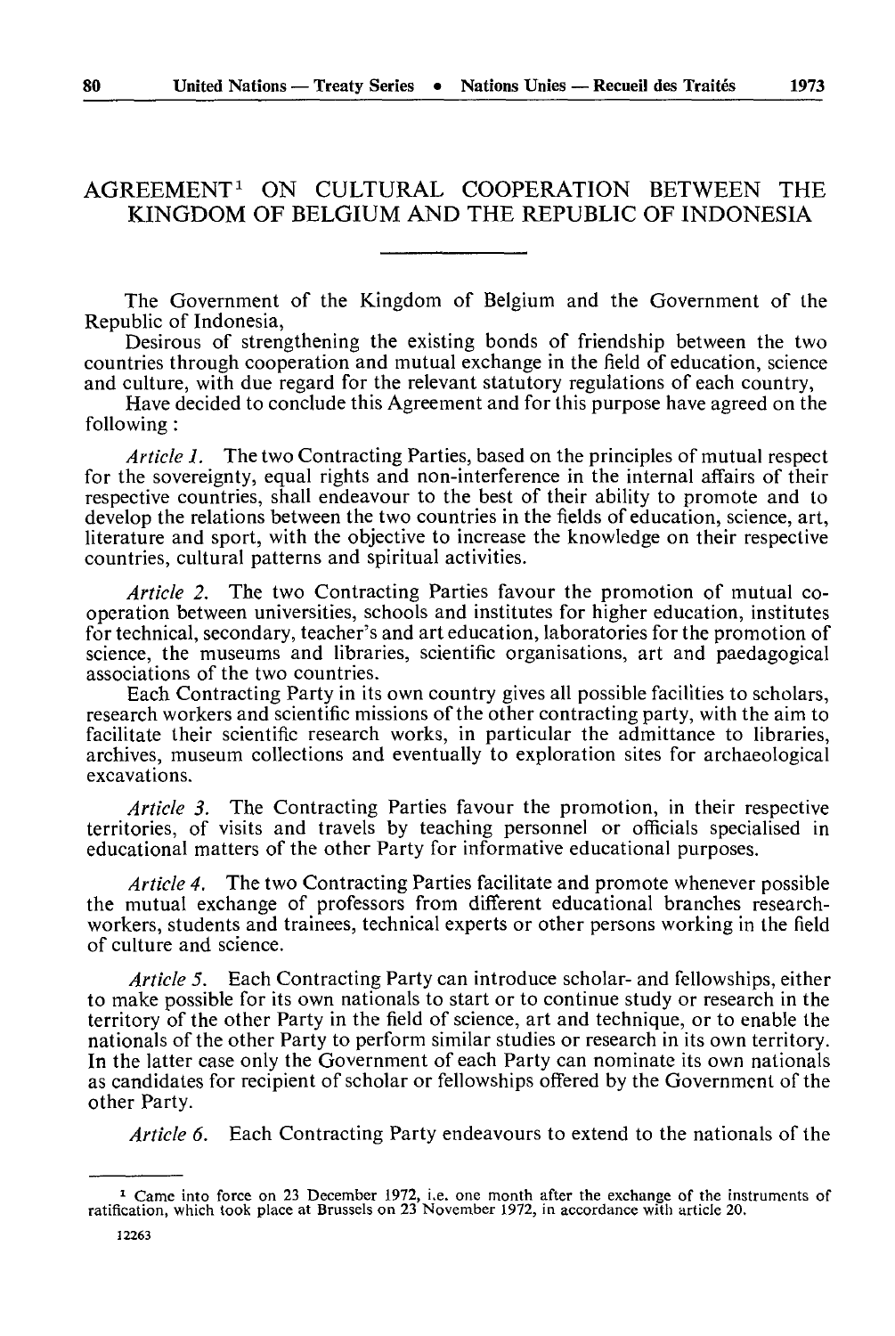# AGREEMENT[1] ON CULTURAL COOPERATION BETWEEN THE KINGDOM OF BELGIUM AND THE REPUBLIC OF INDONESIA

The Government of the Kingdom of Belgium and the Government of the Republic of Indonesia,

Desirous of strengthening the existing bonds of friendship between the two countries through cooperation and mutual exchange in the field of education, science and culture, with due regard for the relevant statutory regulations of each country,

Have decided to conclude this Agreement and for this purpose have agreed on the following :

*Article 1.* The two Contracting Parties, based on the principles of mutual respect for the sovereignty, equal rights and non-interference in the internal affairs of their respective countries, shall endeavour to the best of their ability to promote and to develop the relations between the two countries in the fields of education, science, art, literature and sport, with the objective to increase the knowledge on their respective countries, cultural patterns and spiritual activities.

*Article 2.* The two Contracting Parties favour the promotion of mutual cooperation between universities, schools and institutes for higher education, institutes for technical, secondary, teacher's and art education, laboratories for the promotion of science, the museums and libraries, scientific organisations, art and paedagogical associations of the two countries.

Each Contracting Party in its own country gives all possible facilities to scholars, research workers and scientific missions of the other contracting party, with the aim to facilitate their scientific research works, in particular the admittance to libraries, archives, museum collections and eventually to exploration sites for archaeological excavations.

*Article 3.* The Contracting Parties favour the promotion, in their respective territories, of visits and travels by teaching personnel or officials specialised in educational matters of the other Party for informative educational purposes.

*Article 4.* The two Contracting Parties facilitate and promote whenever possible the mutual exchange of professors from different educational branches research-workers, students and trainees, technical experts or other persons working in the field of culture and science.

*Article 5.* Each Contracting Party can introduce scholar- and fellowships, either to make possible for its own nationals to start or to continue study or research in the territory of the other Party in the field of science, art and technique, or to enable the nationals of the other Party to perform similar studies or research in its own territory. In the latter case only the Government of each Party can nominate its own nationals as candidates for recipient of scholar or fellowships offered by the Government of the other Party.

*Article 6.* Each Contracting Party endeavours to extend to the nationals of the

---

[1] Came into force on 23 December 1972, i.e. one month after the exchange of the instruments of ratification, which took place at Brussels on 23 November 1972, in accordance with article 20.

12263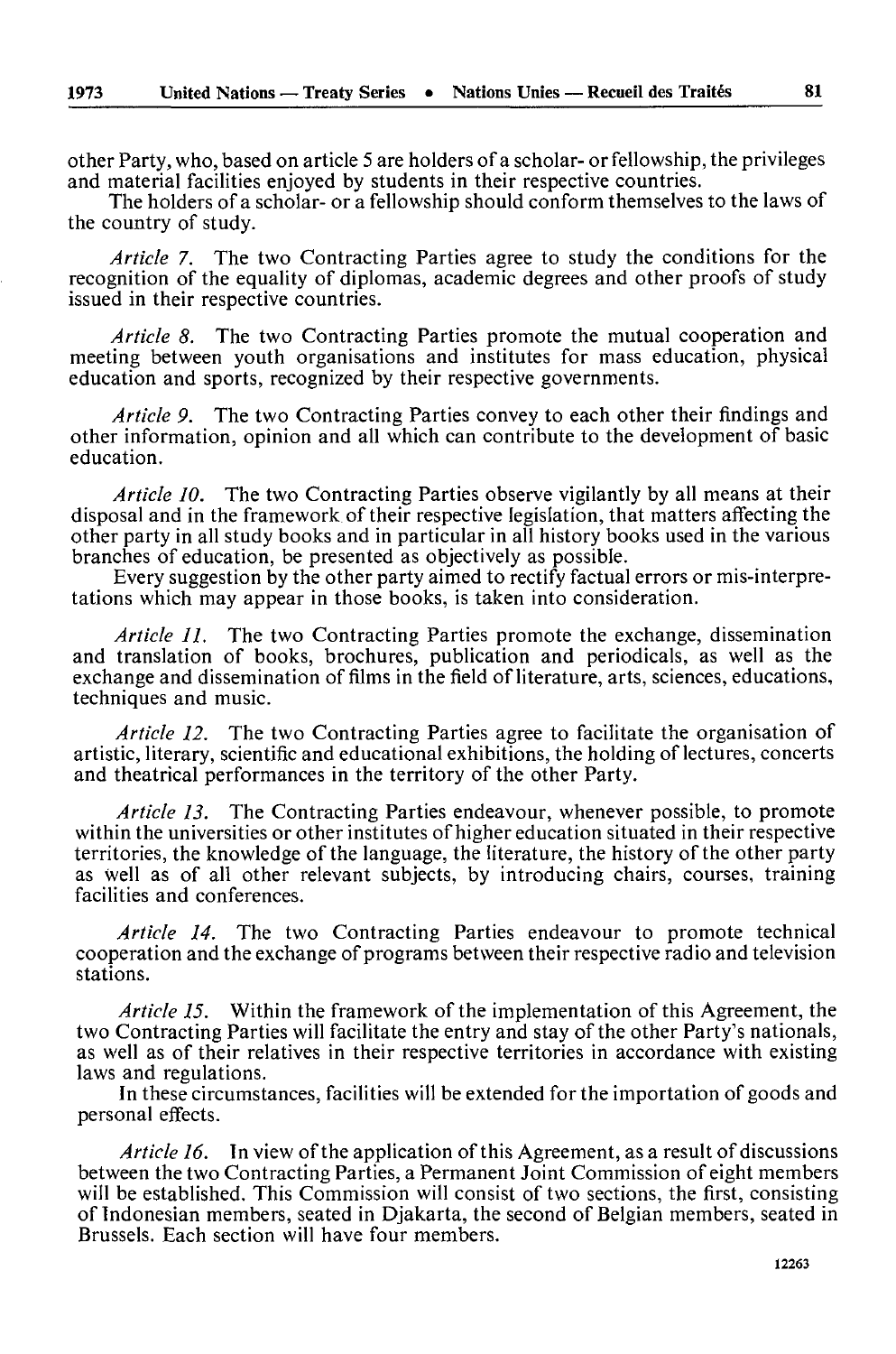other Party, who, based on article 5 are holders of a scholar- or fellowship, the privileges and material facilities enjoyed by students in their respective countries.

The holders of a scholar- or a fellowship should conform themselves to the laws of the country of study.

*Article 7.* The two Contracting Parties agree to study the conditions for the recognition of the equality of diplomas, academic degrees and other proofs of study issued in their respective countries.

*Article 8.* The two Contracting Parties promote the mutual cooperation and meeting between youth organisations and institutes for mass education, physical education and sports, recognized by their respective governments.

*Article 9.* The two Contracting Parties convey to each other their findings and other information, opinion and all which can contribute to the development of basic education.

*Article 10.* The two Contracting Parties observe vigilantly by all means at their disposal and in the framework of their respective legislation, that matters affecting the other party in all study books and in particular in all history books used in the various branches of education, be presented as objectively as possible.

Every suggestion by the other party aimed to rectify factual errors or mis-interpretations which may appear in those books, is taken into consideration.

*Article 11.* The two Contracting Parties promote the exchange, dissemination and translation of books, brochures, publication and periodicals, as well as the exchange and dissemination of films in the field of literature, arts, sciences, educations, techniques and music.

*Article 12.* The two Contracting Parties agree to facilitate the organisation of artistic, literary, scientific and educational exhibitions, the holding of lectures, concerts and theatrical performances in the territory of the other Party.

*Article 13.* The Contracting Parties endeavour, whenever possible, to promote within the universities or other institutes of higher education situated in their respective territories, the knowledge of the language, the literature, the history of the other party as well as of all other relevant subjects, by introducing chairs, courses, training facilities and conferences.

*Article 14.* The two Contracting Parties endeavour to promote technical cooperation and the exchange of programs between their respective radio and television stations.

*Article 15.* Within the framework of the implementation of this Agreement, the two Contracting Parties will facilitate the entry and stay of the other Party's nationals, as well as of their relatives in their respective territories in accordance with existing laws and regulations.

In these circumstances, facilities will be extended for the importation of goods and personal effects.

*Article 16.* In view of the application of this Agreement, as a result of discussions between the two Contracting Parties, a Permanent Joint Commission of eight members will be established. This Commission will consist of two sections, the first, consisting of Indonesian members, seated in Djakarta, the second of Belgian members, seated in Brussels. Each section will have four members.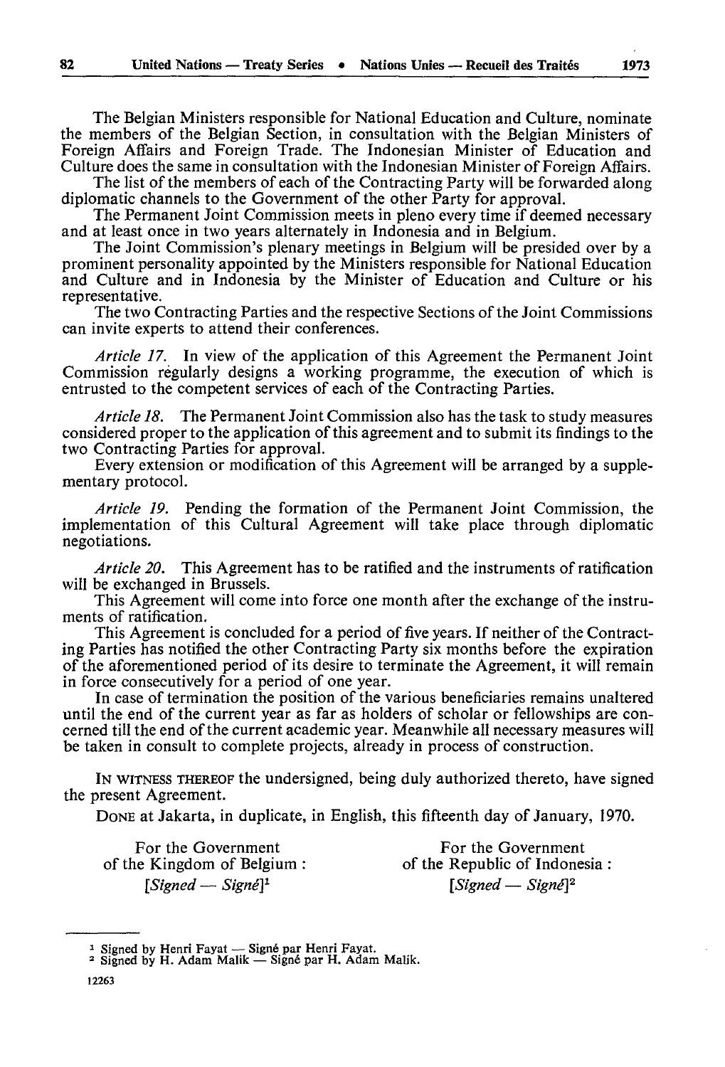The Belgian Ministers responsible for National Education and Culture, nominate the members of the Belgian Section, in consultation with the Belgian Ministers of Foreign Affairs and Foreign Trade. The Indonesian Minister of Education and Culture does the same in consultation with the Indonesian Minister of Foreign Affairs.

The list of the members of each of the Contracting Party will be forwarded along diplomatic channels to the Government of the other Party for approval.

The Permanent Joint Commission meets in pleno every time if deemed necessary and at least once in two years alternately in Indonesia and in Belgium.

The Joint Commission's plenary meetings in Belgium will be presided over by a prominent personality appointed by the Ministers responsible for National Education and Culture and in Indonesia by the Minister of Education and Culture or his representative.

The two Contracting Parties and the respective Sections of the Joint Commissions can invite experts to attend their conferences.

*Article 17.* In view of the application of this Agreement the Permanent Joint Commission regularly designs a working programme, the execution of which is entrusted to the competent services of each of the Contracting Parties.

*Article 18.* The Permanent Joint Commission also has the task to study measures considered proper to the application of this agreement and to submit its findings to the two Contracting Parties for approval.

Every extension or modification of this Agreement will be arranged by a supplementary protocol.

*Article 19.* Pending the formation of the Permanent Joint Commission, the implementation of this Cultural Agreement will take place through diplomatic negotiations.

*Article 20.* This Agreement has to be ratified and the instruments of ratification will be exchanged in Brussels.

This Agreement will come into force one month after the exchange of the instruments of ratification.

This Agreement is concluded for a period of five years. If neither of the Contracting Parties has notified the other Contracting Party six months before the expiration of the aforementioned period of its desire to terminate the Agreement, it will remain in force consecutively for a period of one year.

In case of termination the position of the various beneficiaries remains unaltered until the end of the current year as far as holders of scholar or fellowships are concerned till the end of the current academic year. Meanwhile all necessary measures will be taken in consult to complete projects, already in process of construction.

IN WITNESS THEREOF the undersigned, being duly authorized thereto, have signed the present Agreement.

DONE at Jakarta, in duplicate, in English, this fifteenth day of January, 1970.

For the Government of the Kingdom of Belgium :
*[Signed — Signé]*[1]

For the Government of the Republic of Indonesia :
*[Signed — Signé]*[2]

---

[1] Signed by Henri Fayat — Signé par Henri Fayat.
[2] Signed by H. Adam Malik — Signé par H. Adam Malik.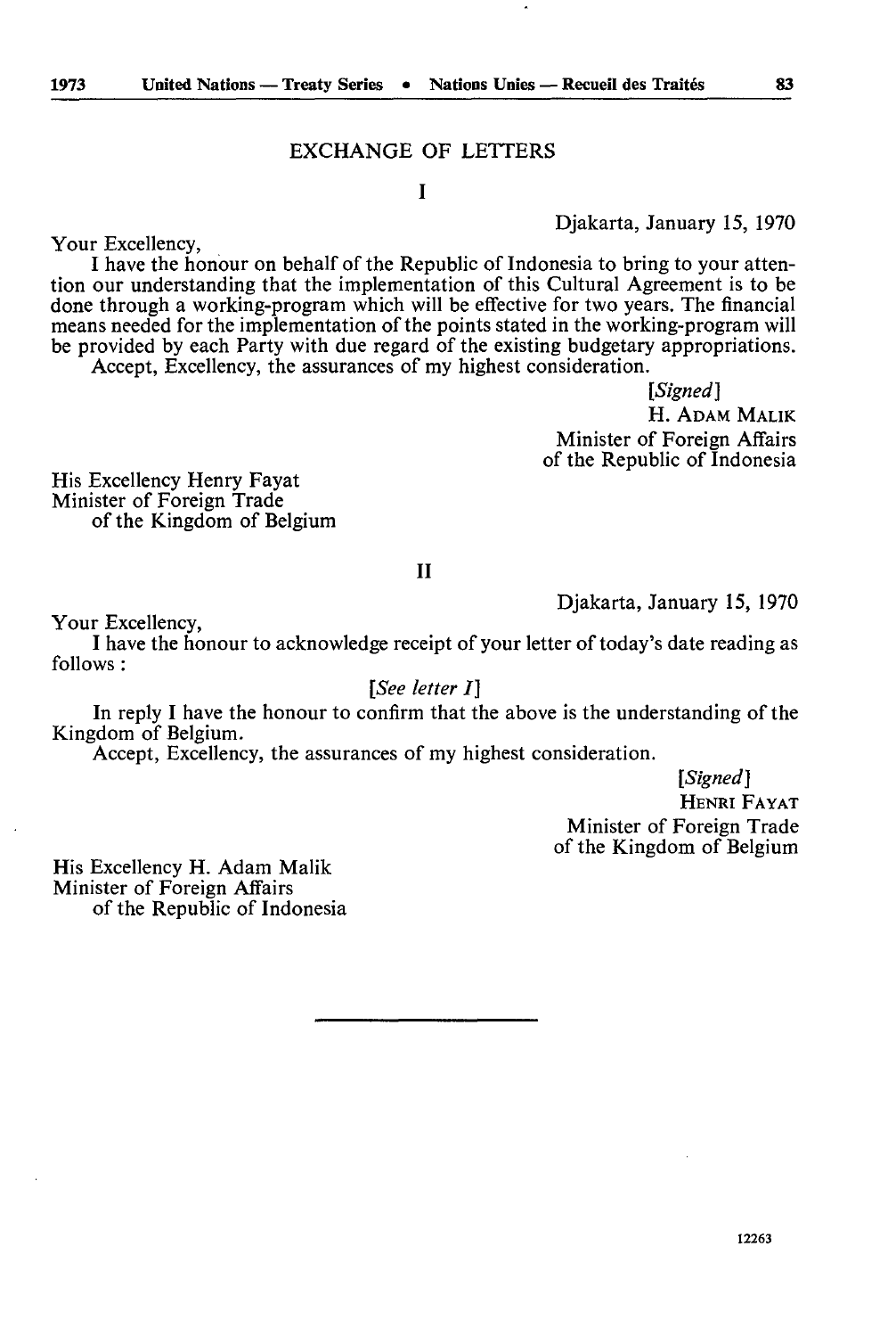## EXCHANGE OF LETTERS

### I

Djakarta, January 15, 1970

Your Excellency,

I have the honour on behalf of the Republic of Indonesia to bring to your attention our understanding that the implementation of this Cultural Agreement is to be done through a working-program which will be effective for two years. The financial means needed for the implementation of the points stated in the working-program will be provided by each Party with due regard of the existing budgetary appropriations.

Accept, Excellency, the assurances of my highest consideration.

*[Signed]*
H. ADAM MALIK
Minister of Foreign Affairs
of the Republic of Indonesia

His Excellency Henry Fayat
Minister of Foreign Trade
of the Kingdom of Belgium

### II

Djakarta, January 15, 1970

Your Excellency,

I have the honour to acknowledge receipt of your letter of today's date reading as follows:

*[See letter I]*

In reply I have the honour to confirm that the above is the understanding of the Kingdom of Belgium.

Accept, Excellency, the assurances of my highest consideration.

*[Signed]*
HENRI FAYAT
Minister of Foreign Trade
of the Kingdom of Belgium

His Excellency H. Adam Malik
Minister of Foreign Affairs
of the Republic of Indonesia